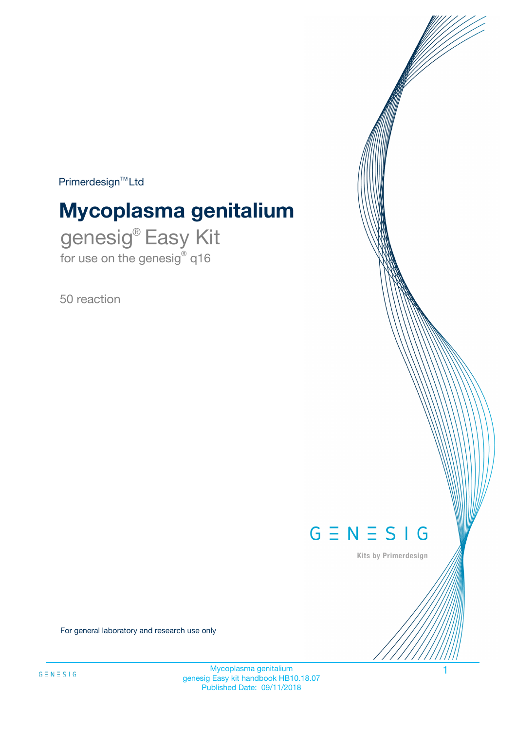Primerdesign™ Ltd

# Mycoplasma genitalium

## genesig® Easy Kit

for use on the genesig® q16

50 reaction

GENESIG

Kits by Primerdesign

For general laboratory and research use only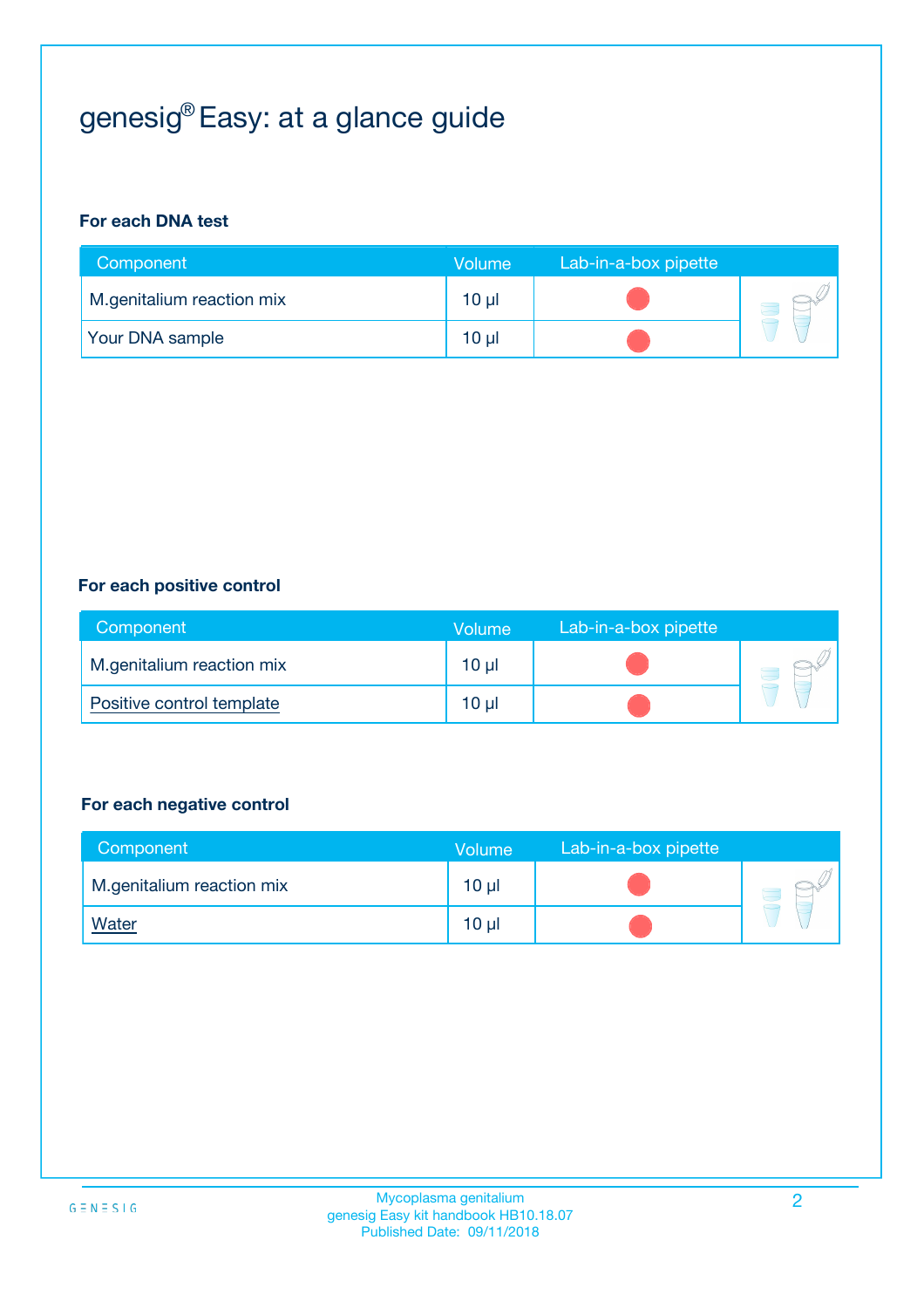# genesig® Easy: at a glance guide

**For each DNA test**

| Component | Volume | Lab-in-a-box pipette |
| --- | --- | --- |
| M.genitalium reaction mix | 10 µl | |
| Your DNA sample | 10 µl | |

**For each positive control**

| Component | Volume | Lab-in-a-box pipette |
| --- | --- | --- |
| M.genitalium reaction mix | 10 µl | |
| Positive control template | 10 µl | |

**For each negative control**

| Component | Volume | Lab-in-a-box pipette |
| --- | --- | --- |
| M.genitalium reaction mix | 10 µl | |
| Water | 10 µl | |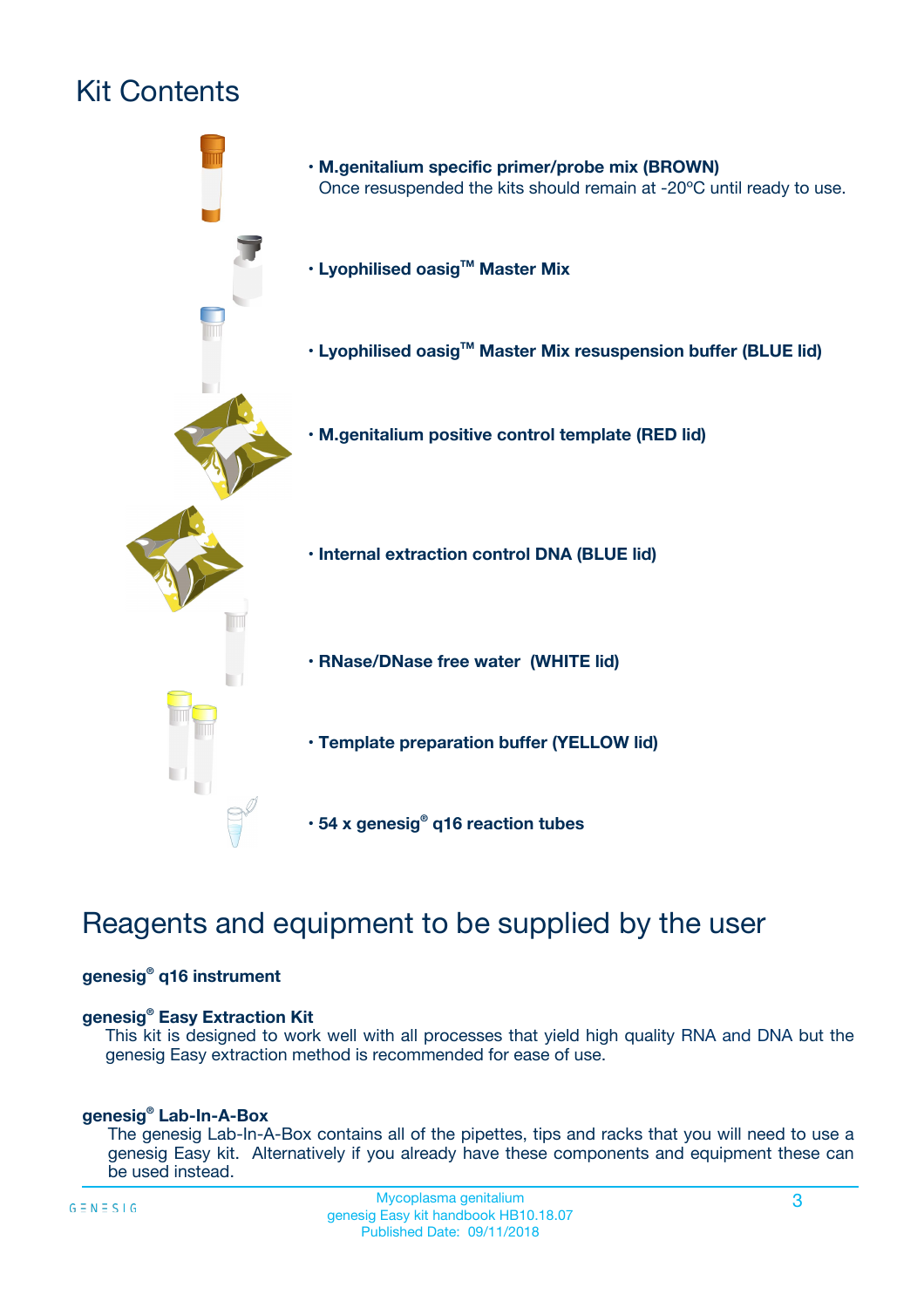# Kit Contents

- **M.genitalium specific primer/probe mix (BROWN)**
  Once resuspended the kits should remain at -20ºC until ready to use.
- **Lyophilised oasig™ Master Mix**
- **Lyophilised oasig™ Master Mix resuspension buffer (BLUE lid)**
- **M.genitalium positive control template (RED lid)**
- **Internal extraction control DNA (BLUE lid)**
- **RNase/DNase free water (WHITE lid)**
- **Template preparation buffer (YELLOW lid)**
- **54 x genesig® q16 reaction tubes**

# Reagents and equipment to be supplied by the user

**genesig® q16 instrument**

**genesig® Easy Extraction Kit**

This kit is designed to work well with all processes that yield high quality RNA and DNA but the genesig Easy extraction method is recommended for ease of use.

**genesig® Lab-In-A-Box**

The genesig Lab-In-A-Box contains all of the pipettes, tips and racks that you will need to use a genesig Easy kit. Alternatively if you already have these components and equipment these can be used instead.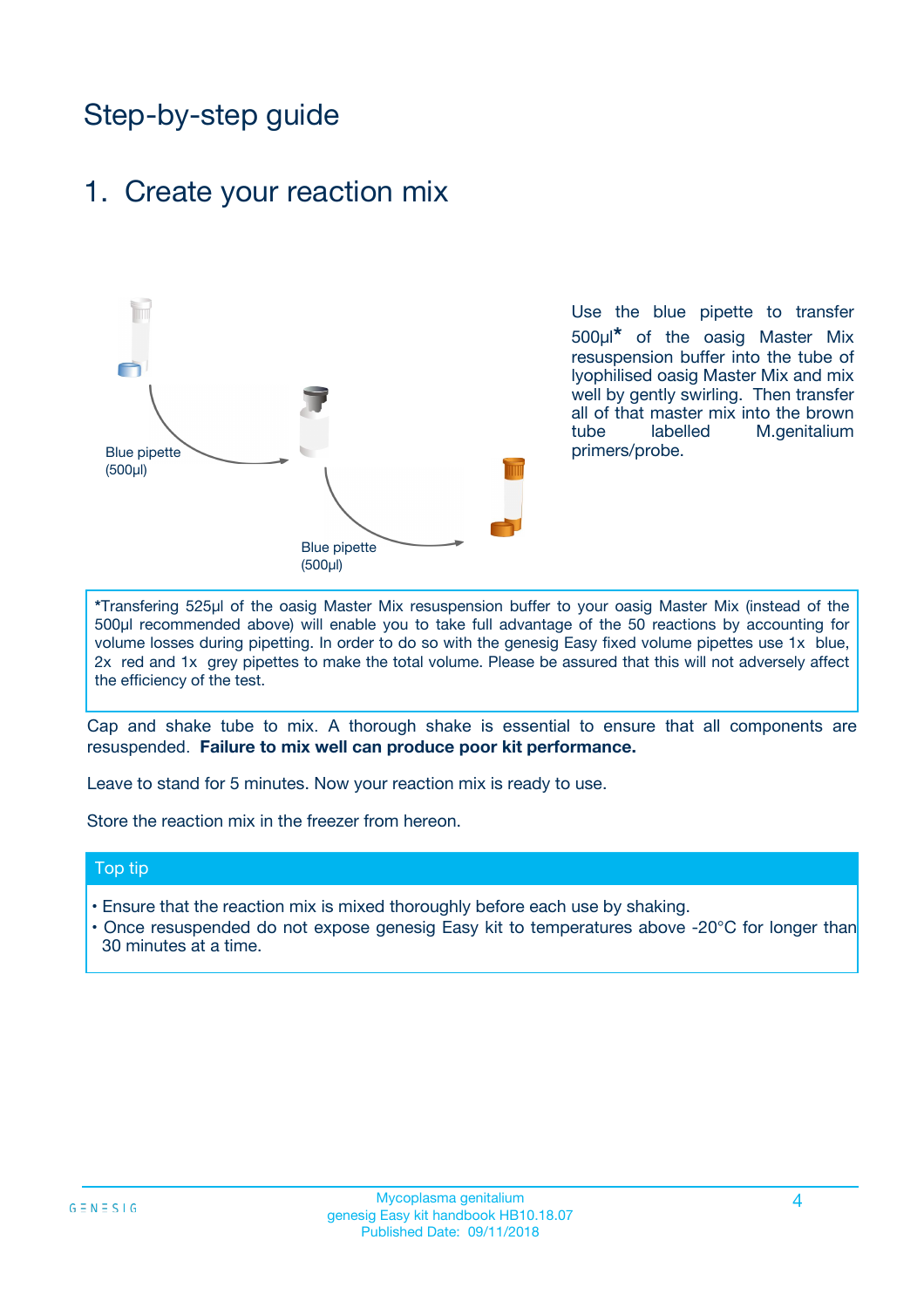# Step-by-step guide

## 1. Create your reaction mix

Blue pipette (500µl)

Blue pipette (500µl)

Use the blue pipette to transfer 500µl* of the oasig Master Mix resuspension buffer into the tube of lyophilised oasig Master Mix and mix well by gently swirling. Then transfer all of that master mix into the brown tube labelled M.genitalium primers/probe.

*Transfering 525µl of the oasig Master Mix resuspension buffer to your oasig Master Mix (instead of the 500µl recommended above) will enable you to take full advantage of the 50 reactions by accounting for volume losses during pipetting. In order to do so with the genesig Easy fixed volume pipettes use 1x blue, 2x red and 1x grey pipettes to make the total volume. Please be assured that this will not adversely affect the efficiency of the test.

Cap and shake tube to mix. A thorough shake is essential to ensure that all components are resuspended. **Failure to mix well can produce poor kit performance.**

Leave to stand for 5 minutes. Now your reaction mix is ready to use.

Store the reaction mix in the freezer from hereon.

### Top tip

- Ensure that the reaction mix is mixed thoroughly before each use by shaking.
- Once resuspended do not expose genesig Easy kit to temperatures above -20°C for longer than 30 minutes at a time.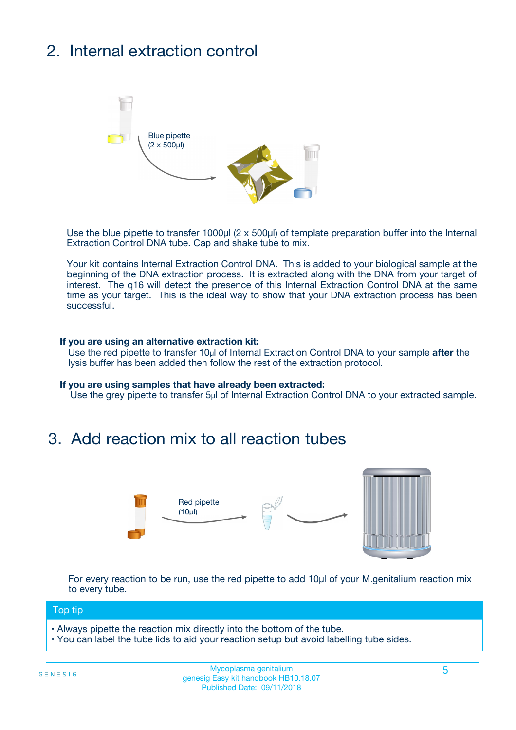## 2. Internal extraction control

Blue pipette
(2 x 500µl)

Use the blue pipette to transfer 1000µl (2 x 500µl) of template preparation buffer into the Internal Extraction Control DNA tube. Cap and shake tube to mix.

Your kit contains Internal Extraction Control DNA. This is added to your biological sample at the beginning of the DNA extraction process. It is extracted along with the DNA from your target of interest. The q16 will detect the presence of this Internal Extraction Control DNA at the same time as your target. This is the ideal way to show that your DNA extraction process has been successful.

**If you are using an alternative extraction kit:**
Use the red pipette to transfer 10µl of Internal Extraction Control DNA to your sample **after** the lysis buffer has been added then follow the rest of the extraction protocol.

**If you are using samples that have already been extracted:**
Use the grey pipette to transfer 5µl of Internal Extraction Control DNA to your extracted sample.

## 3. Add reaction mix to all reaction tubes

Red pipette
(10µl)

For every reaction to be run, use the red pipette to add 10µl of your M.genitalium reaction mix to every tube.

**Top tip**

- Always pipette the reaction mix directly into the bottom of the tube.
- You can label the tube lids to aid your reaction setup but avoid labelling tube sides.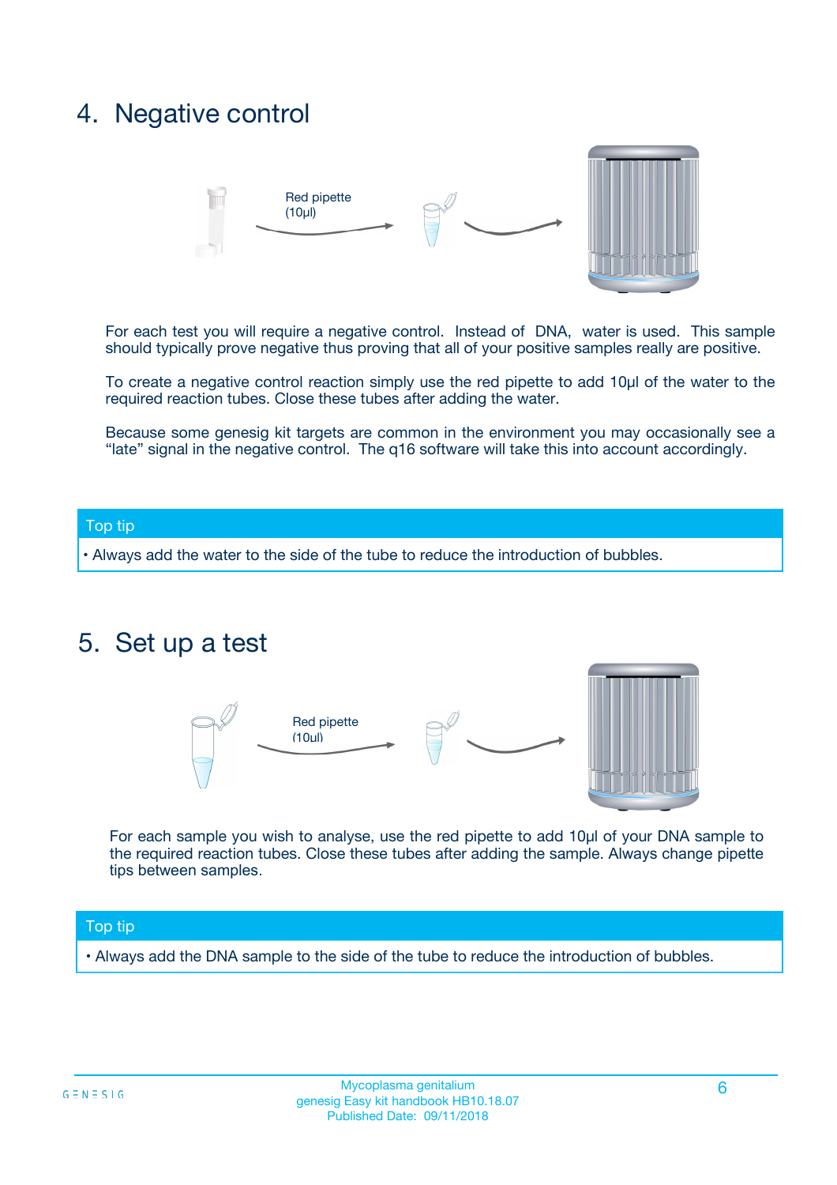# 4. Negative control

Red pipette (10µl)

For each test you will require a negative control. Instead of DNA, water is used. This sample should typically prove negative thus proving that all of your positive samples really are positive.

To create a negative control reaction simply use the red pipette to add 10µl of the water to the required reaction tubes. Close these tubes after adding the water.

Because some genesig kit targets are common in the environment you may occasionally see a "late" signal in the negative control. The q16 software will take this into account accordingly.

**Top tip**

- Always add the water to the side of the tube to reduce the introduction of bubbles.

# 5. Set up a test

Red pipette (10µl)

For each sample you wish to analyse, use the red pipette to add 10µl of your DNA sample to the required reaction tubes. Close these tubes after adding the sample. Always change pipette tips between samples.

**Top tip**

- Always add the DNA sample to the side of the tube to reduce the introduction of bubbles.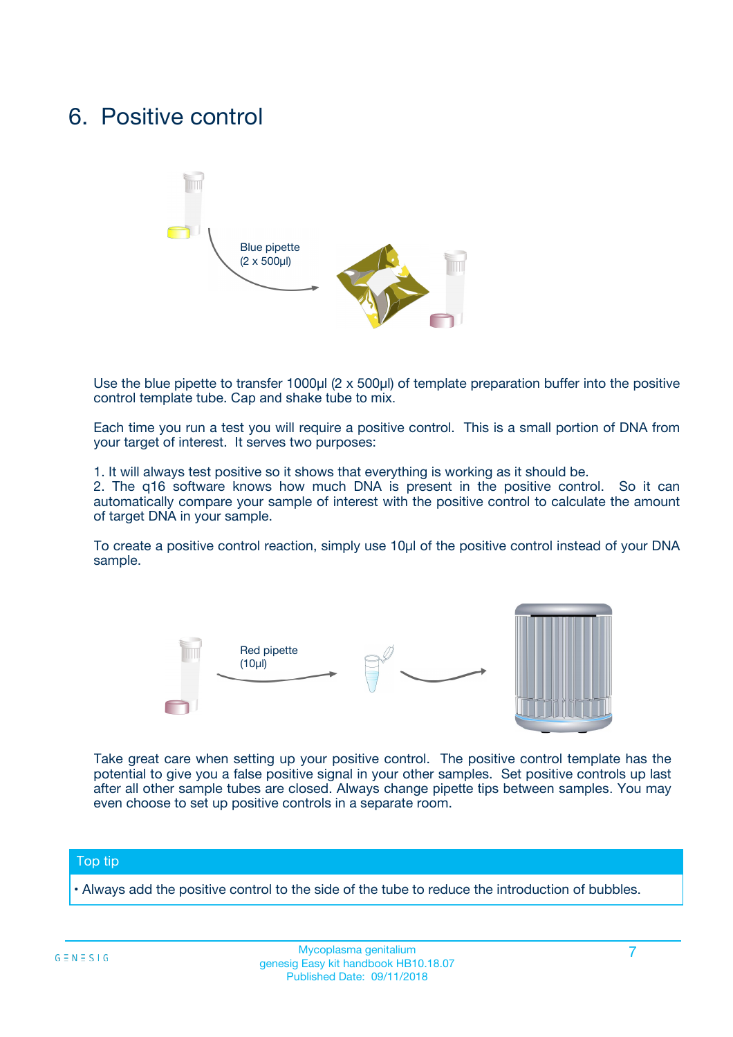# 6. Positive control

Blue pipette
(2 x 500µl)

Use the blue pipette to transfer 1000µl (2 x 500µl) of template preparation buffer into the positive control template tube. Cap and shake tube to mix.

Each time you run a test you will require a positive control. This is a small portion of DNA from your target of interest. It serves two purposes:

1. It will always test positive so it shows that everything is working as it should be.
2. The q16 software knows how much DNA is present in the positive control. So it can automatically compare your sample of interest with the positive control to calculate the amount of target DNA in your sample.

To create a positive control reaction, simply use 10µl of the positive control instead of your DNA sample.

Red pipette
(10µl)

Take great care when setting up your positive control. The positive control template has the potential to give you a false positive signal in your other samples. Set positive controls up last after all other sample tubes are closed. Always change pipette tips between samples. You may even choose to set up positive controls in a separate room.

## Top tip

- Always add the positive control to the side of the tube to reduce the introduction of bubbles.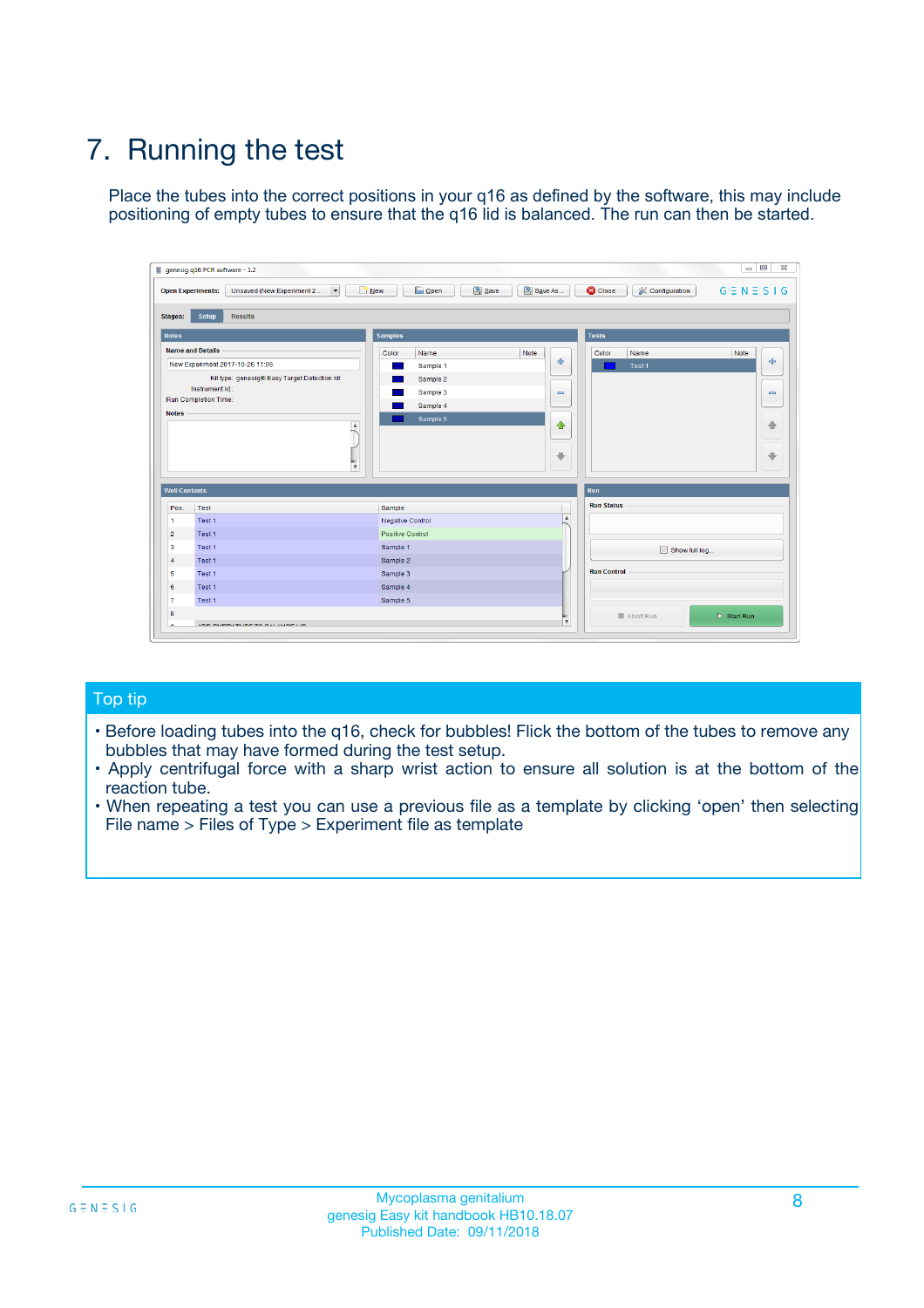# 7. Running the test

Place the tubes into the correct positions in your q16 as defined by the software, this may include positioning of empty tubes to ensure that the q16 lid is balanced. The run can then be started.

## Top tip

- Before loading tubes into the q16, check for bubbles! Flick the bottom of the tubes to remove any bubbles that may have formed during the test setup.
- Apply centrifugal force with a sharp wrist action to ensure all solution is at the bottom of the reaction tube.
- When repeating a test you can use a previous file as a template by clicking 'open' then selecting File name > Files of Type > Experiment file as template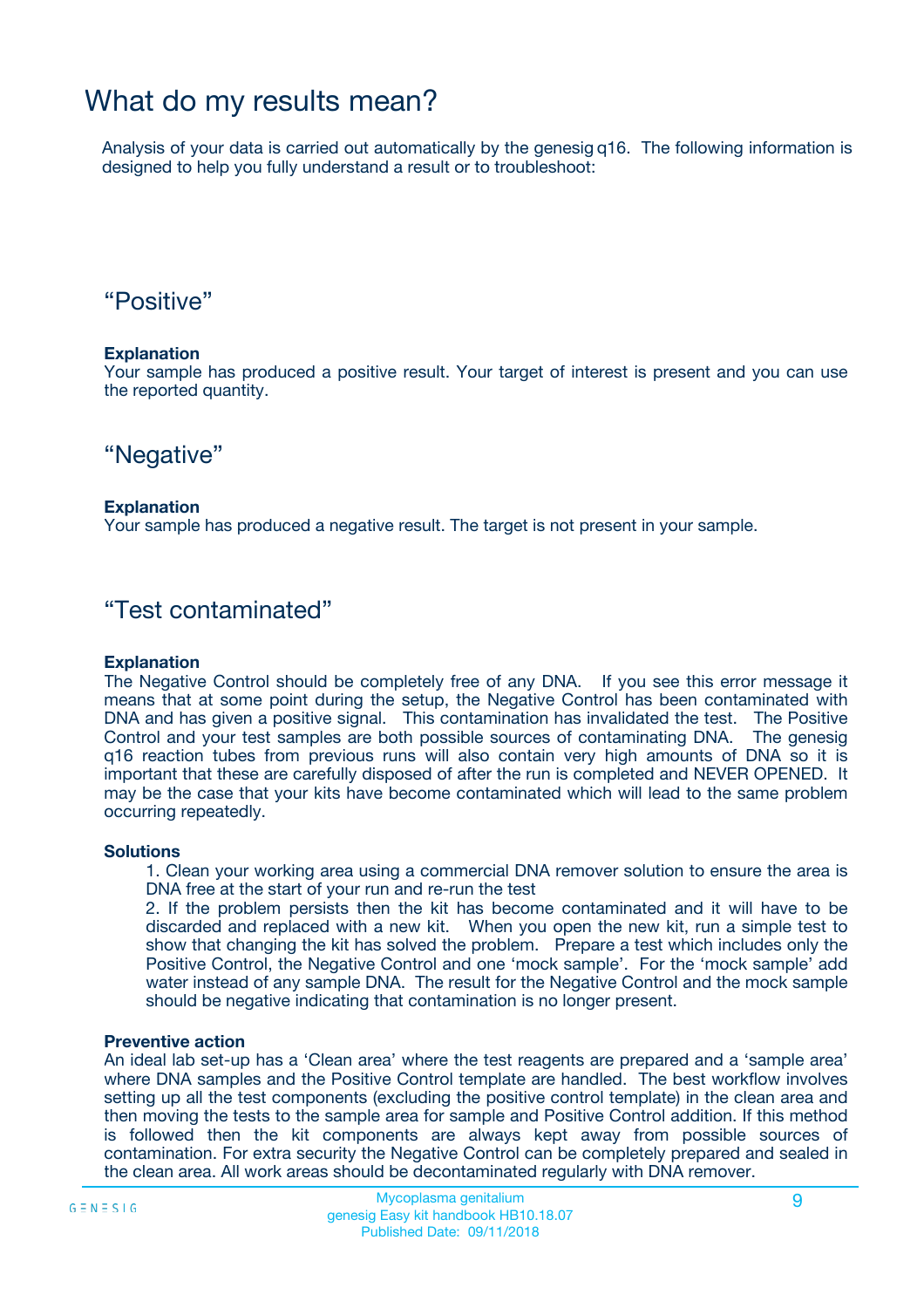# What do my results mean?

Analysis of your data is carried out automatically by the genesig q16. The following information is designed to help you fully understand a result or to troubleshoot:

## "Positive"

**Explanation**
Your sample has produced a positive result. Your target of interest is present and you can use the reported quantity.

## "Negative"

**Explanation**
Your sample has produced a negative result. The target is not present in your sample.

## "Test contaminated"

**Explanation**
The Negative Control should be completely free of any DNA. If you see this error message it means that at some point during the setup, the Negative Control has been contaminated with DNA and has given a positive signal. This contamination has invalidated the test. The Positive Control and your test samples are both possible sources of contaminating DNA. The genesig q16 reaction tubes from previous runs will also contain very high amounts of DNA so it is important that these are carefully disposed of after the run is completed and NEVER OPENED. It may be the case that your kits have become contaminated which will lead to the same problem occurring repeatedly.

**Solutions**

1. Clean your working area using a commercial DNA remover solution to ensure the area is DNA free at the start of your run and re-run the test
2. If the problem persists then the kit has become contaminated and it will have to be discarded and replaced with a new kit. When you open the new kit, run a simple test to show that changing the kit has solved the problem. Prepare a test which includes only the Positive Control, the Negative Control and one 'mock sample'. For the 'mock sample' add water instead of any sample DNA. The result for the Negative Control and the mock sample should be negative indicating that contamination is no longer present.

**Preventive action**
An ideal lab set-up has a 'Clean area' where the test reagents are prepared and a 'sample area' where DNA samples and the Positive Control template are handled. The best workflow involves setting up all the test components (excluding the positive control template) in the clean area and then moving the tests to the sample area for sample and Positive Control addition. If this method is followed then the kit components are always kept away from possible sources of contamination. For extra security the Negative Control can be completely prepared and sealed in the clean area. All work areas should be decontaminated regularly with DNA remover.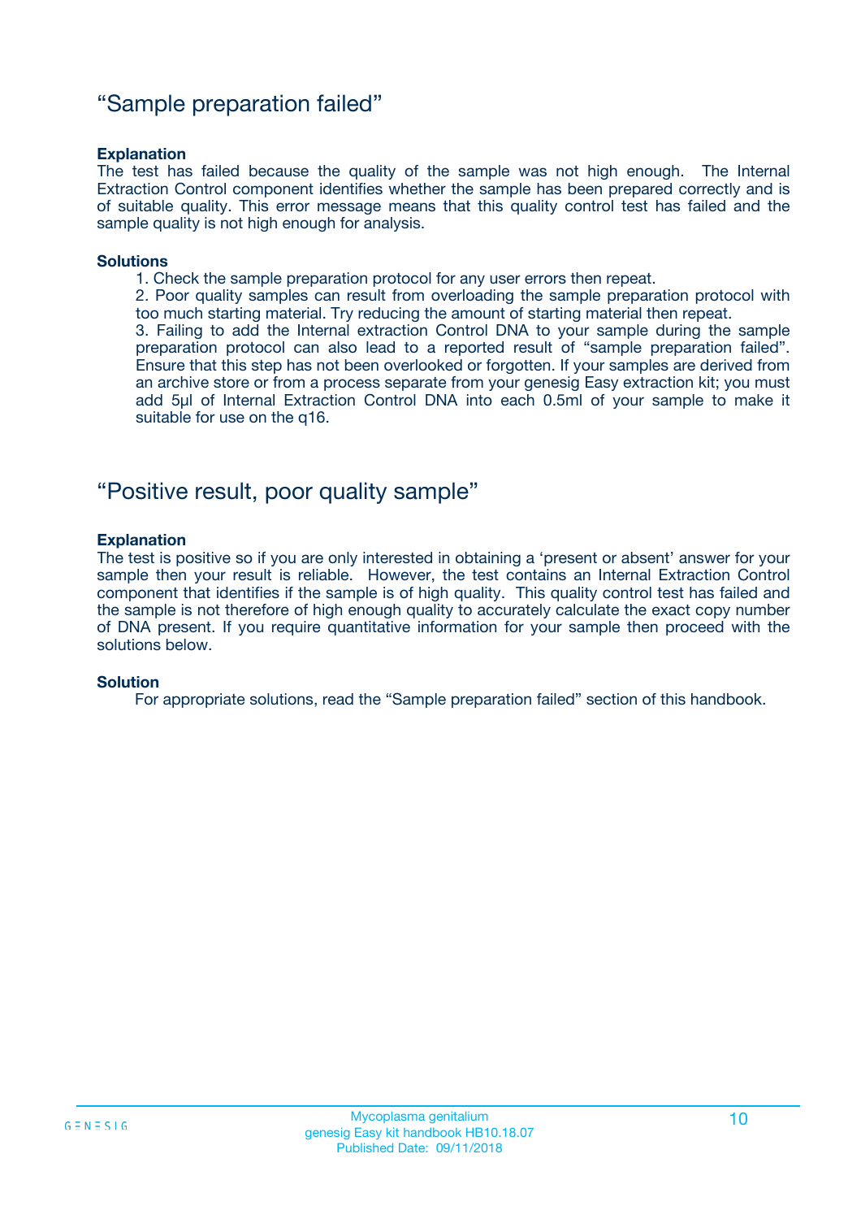## “Sample preparation failed”

**Explanation**

The test has failed because the quality of the sample was not high enough. The Internal Extraction Control component identifies whether the sample has been prepared correctly and is of suitable quality. This error message means that this quality control test has failed and the sample quality is not high enough for analysis.

**Solutions**

1. Check the sample preparation protocol for any user errors then repeat.
2. Poor quality samples can result from overloading the sample preparation protocol with too much starting material. Try reducing the amount of starting material then repeat.
3. Failing to add the Internal extraction Control DNA to your sample during the sample preparation protocol can also lead to a reported result of “sample preparation failed”. Ensure that this step has not been overlooked or forgotten. If your samples are derived from an archive store or from a process separate from your genesig Easy extraction kit; you must add 5µl of Internal Extraction Control DNA into each 0.5ml of your sample to make it suitable for use on the q16.

## “Positive result, poor quality sample”

**Explanation**

The test is positive so if you are only interested in obtaining a ‘present or absent’ answer for your sample then your result is reliable. However, the test contains an Internal Extraction Control component that identifies if the sample is of high quality. This quality control test has failed and the sample is not therefore of high enough quality to accurately calculate the exact copy number of DNA present. If you require quantitative information for your sample then proceed with the solutions below.

**Solution**

For appropriate solutions, read the “Sample preparation failed” section of this handbook.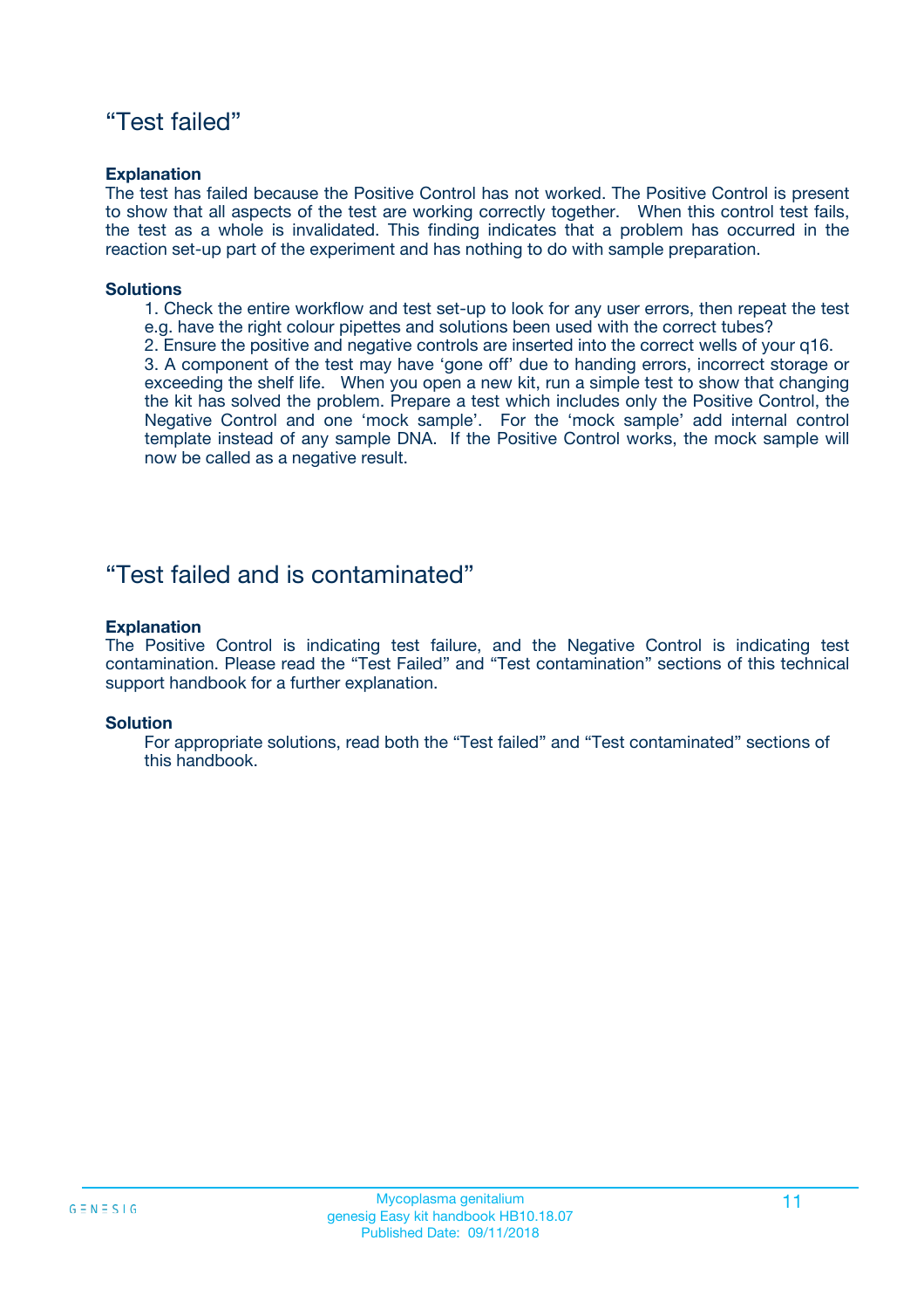## “Test failed”

**Explanation**

The test has failed because the Positive Control has not worked. The Positive Control is present to show that all aspects of the test are working correctly together. When this control test fails, the test as a whole is invalidated. This finding indicates that a problem has occurred in the reaction set-up part of the experiment and has nothing to do with sample preparation.

**Solutions**

1. Check the entire workflow and test set-up to look for any user errors, then repeat the test e.g. have the right colour pipettes and solutions been used with the correct tubes?
2. Ensure the positive and negative controls are inserted into the correct wells of your q16.
3. A component of the test may have ‘gone off’ due to handing errors, incorrect storage or exceeding the shelf life. When you open a new kit, run a simple test to show that changing the kit has solved the problem. Prepare a test which includes only the Positive Control, the Negative Control and one ‘mock sample’. For the ‘mock sample’ add internal control template instead of any sample DNA. If the Positive Control works, the mock sample will now be called as a negative result.

## “Test failed and is contaminated”

**Explanation**

The Positive Control is indicating test failure, and the Negative Control is indicating test contamination. Please read the “Test Failed” and “Test contamination” sections of this technical support handbook for a further explanation.

**Solution**

For appropriate solutions, read both the “Test failed” and “Test contaminated” sections of this handbook.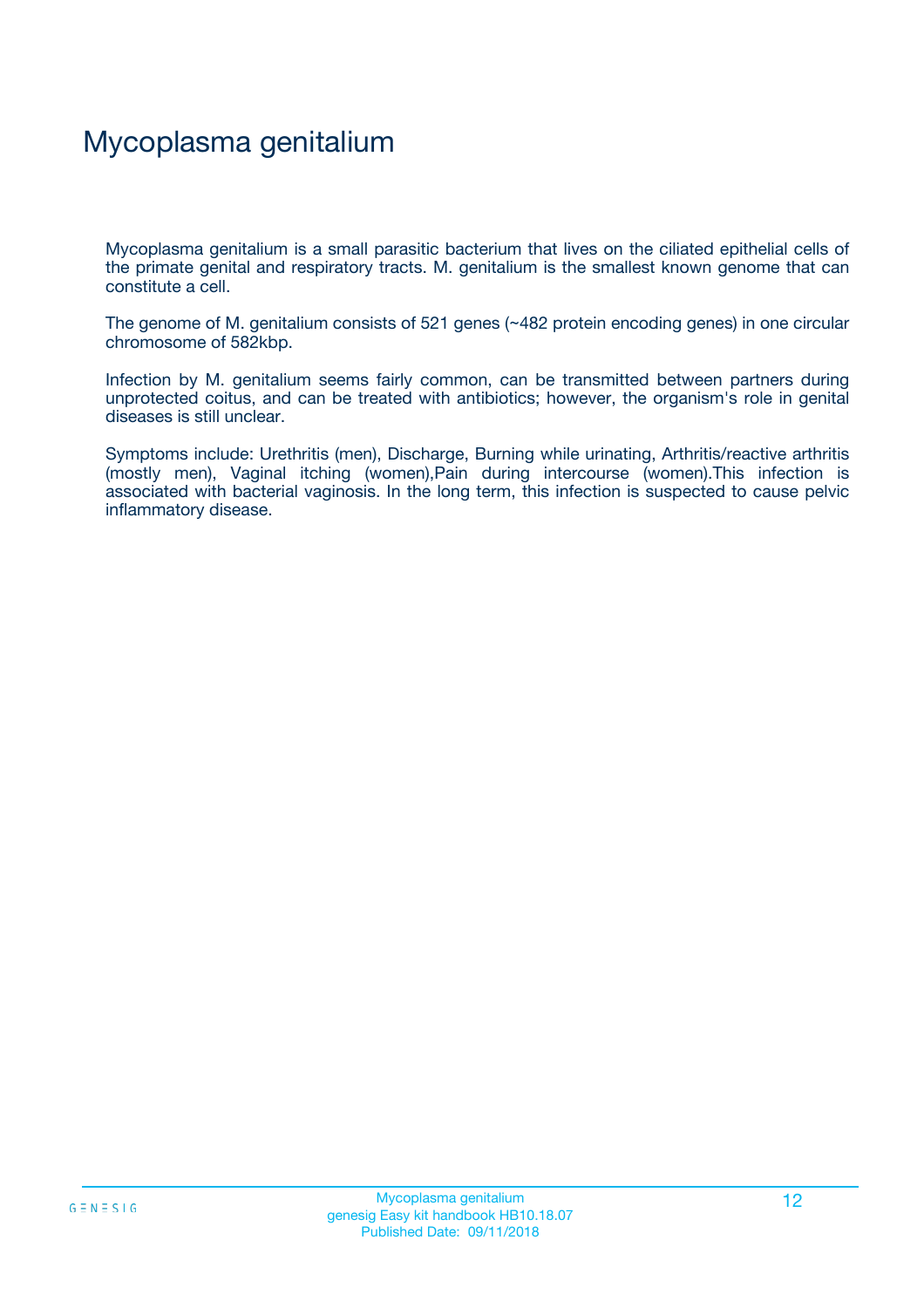# Mycoplasma genitalium

Mycoplasma genitalium is a small parasitic bacterium that lives on the ciliated epithelial cells of the primate genital and respiratory tracts. M. genitalium is the smallest known genome that can constitute a cell.

The genome of M. genitalium consists of 521 genes (~482 protein encoding genes) in one circular chromosome of 582kbp.

Infection by M. genitalium seems fairly common, can be transmitted between partners during unprotected coitus, and can be treated with antibiotics; however, the organism's role in genital diseases is still unclear.

Symptoms include: Urethritis (men), Discharge, Burning while urinating, Arthritis/reactive arthritis (mostly men), Vaginal itching (women),Pain during intercourse (women).This infection is associated with bacterial vaginosis. In the long term, this infection is suspected to cause pelvic inflammatory disease.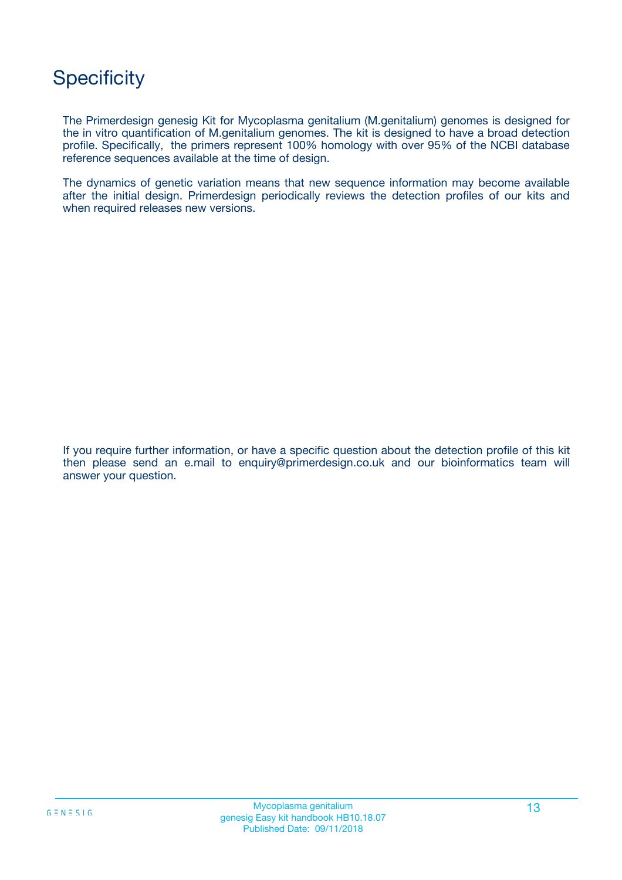# Specificity

The Primerdesign genesig Kit for Mycoplasma genitalium (M.genitalium) genomes is designed for the in vitro quantification of M.genitalium genomes. The kit is designed to have a broad detection profile. Specifically, the primers represent 100% homology with over 95% of the NCBI database reference sequences available at the time of design.

The dynamics of genetic variation means that new sequence information may become available after the initial design. Primerdesign periodically reviews the detection profiles of our kits and when required releases new versions.

If you require further information, or have a specific question about the detection profile of this kit then please send an e.mail to enquiry@primerdesign.co.uk and our bioinformatics team will answer your question.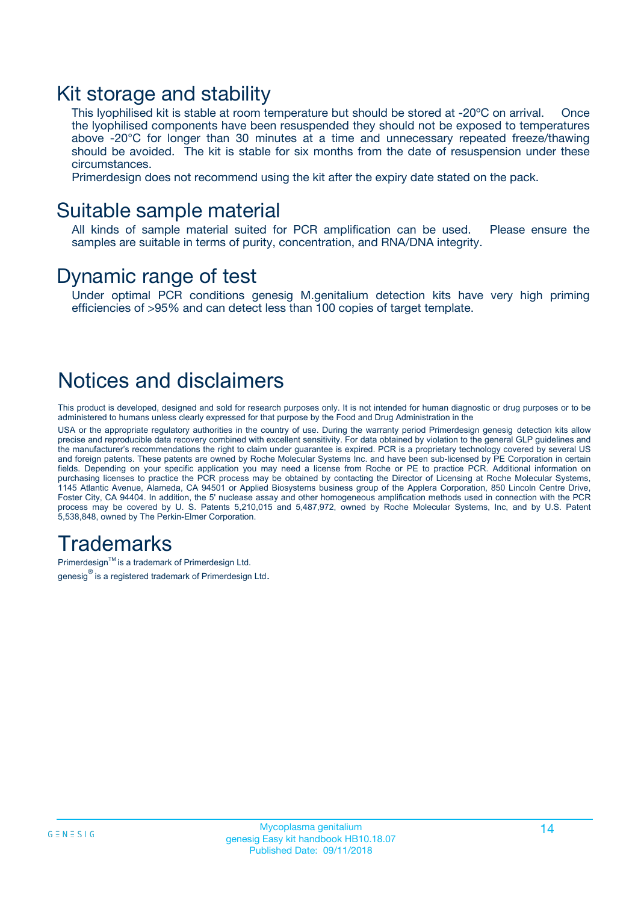## Kit storage and stability

This lyophilised kit is stable at room temperature but should be stored at -20ºC on arrival. Once the lyophilised components have been resuspended they should not be exposed to temperatures above -20°C for longer than 30 minutes at a time and unnecessary repeated freeze/thawing should be avoided. The kit is stable for six months from the date of resuspension under these circumstances.

Primerdesign does not recommend using the kit after the expiry date stated on the pack.

## Suitable sample material

All kinds of sample material suited for PCR amplification can be used. Please ensure the samples are suitable in terms of purity, concentration, and RNA/DNA integrity.

## Dynamic range of test

Under optimal PCR conditions genesig M.genitalium detection kits have very high priming efficiencies of >95% and can detect less than 100 copies of target template.

# Notices and disclaimers

This product is developed, designed and sold for research purposes only. It is not intended for human diagnostic or drug purposes or to be administered to humans unless clearly expressed for that purpose by the Food and Drug Administration in the

USA or the appropriate regulatory authorities in the country of use. During the warranty period Primerdesign genesig detection kits allow precise and reproducible data recovery combined with excellent sensitivity. For data obtained by violation to the general GLP guidelines and the manufacturer's recommendations the right to claim under guarantee is expired. PCR is a proprietary technology covered by several US and foreign patents. These patents are owned by Roche Molecular Systems Inc. and have been sub-licensed by PE Corporation in certain fields. Depending on your specific application you may need a license from Roche or PE to practice PCR. Additional information on purchasing licenses to practice the PCR process may be obtained by contacting the Director of Licensing at Roche Molecular Systems, 1145 Atlantic Avenue, Alameda, CA 94501 or Applied Biosystems business group of the Applera Corporation, 850 Lincoln Centre Drive, Foster City, CA 94404. In addition, the 5' nuclease assay and other homogeneous amplification methods used in connection with the PCR process may be covered by U. S. Patents 5,210,015 and 5,487,972, owned by Roche Molecular Systems, Inc, and by U.S. Patent 5,538,848, owned by The Perkin-Elmer Corporation.

# Trademarks

Primerdesign™ is a trademark of Primerdesign Ltd.

genesig® is a registered trademark of Primerdesign Ltd.